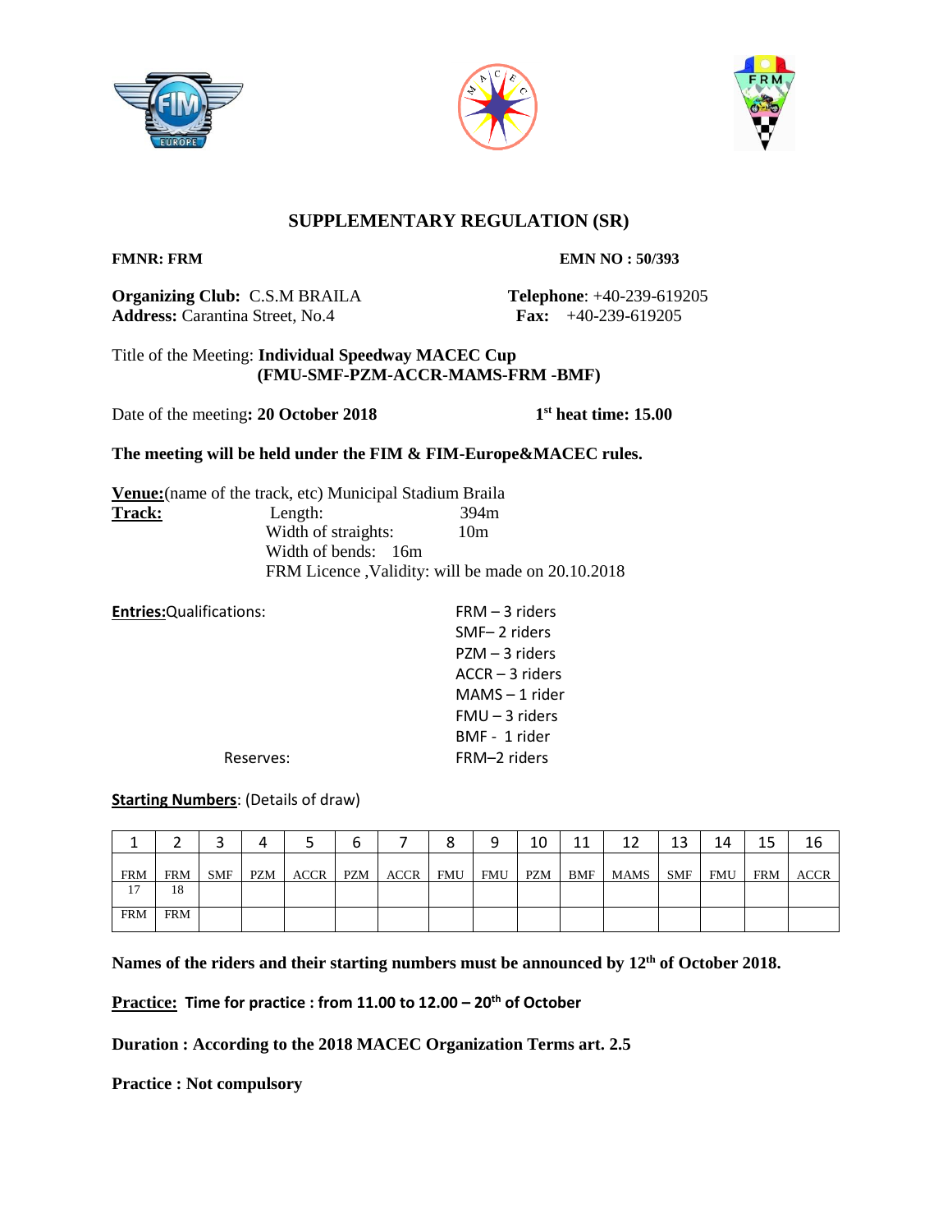# SUPPLEMENTARY REGULATION (SR)

**FMNR: FRM** **EMN NO : 50/393**

**Organizing Club:** C.S.M BRAILA
**Address:** Carantina Street, No.4

**Telephone**: +40-239-619205
**Fax:** +40-239-619205

Title of the Meeting: **Individual Speedway MACEC Cup (FMU-SMF-PZM-ACCR-MAMS-FRM -BMF)**

Date of the meeting**: 20 October 2018** **1st heat time: 15.00**

**The meeting will be held under the FIM & FIM-Europe&MACEC rules.**

**Venue:**(name of the track, etc) Municipal Stadium Braila

**Track:**
- Length: 394m
- Width of straights: 10m
- Width of bends: 16m
- FRM Licence ,Validity: will be made on 20.10.2018

**Entries:**Qualifications:
- FRM – 3 riders
- SMF– 2 riders
- PZM – 3 riders
- ACCR – 3 riders
- MAMS – 1 rider
- FMU – 3 riders
- BMF - 1 rider

Reserves:
- FRM–2 riders

**Starting Numbers**: (Details of draw)

| 1 | 2 | 3 | 4 | 5 | 6 | 7 | 8 | 9 | 10 | 11 | 12 | 13 | 14 | 15 | 16 |
|---|---|---|---|---|---|---|---|---|---|---|---|---|---|---|---|
| FRM | FRM | SMF | PZM | ACCR | PZM | ACCR | FMU | FMU | PZM | BMF | MAMS | SMF | FMU | FRM | ACCR |
| 17 | 18 | | | | | | | | | | | | | | |
| FRM | FRM | | | | | | | | | | | | | | |

**Names of the riders and their starting numbers must be announced by 12th of October 2018.**

**Practice: Time for practice : from 11.00 to 12.00 – 20th of October**

**Duration : According to the 2018 MACEC Organization Terms art. 2.5**

**Practice : Not compulsory**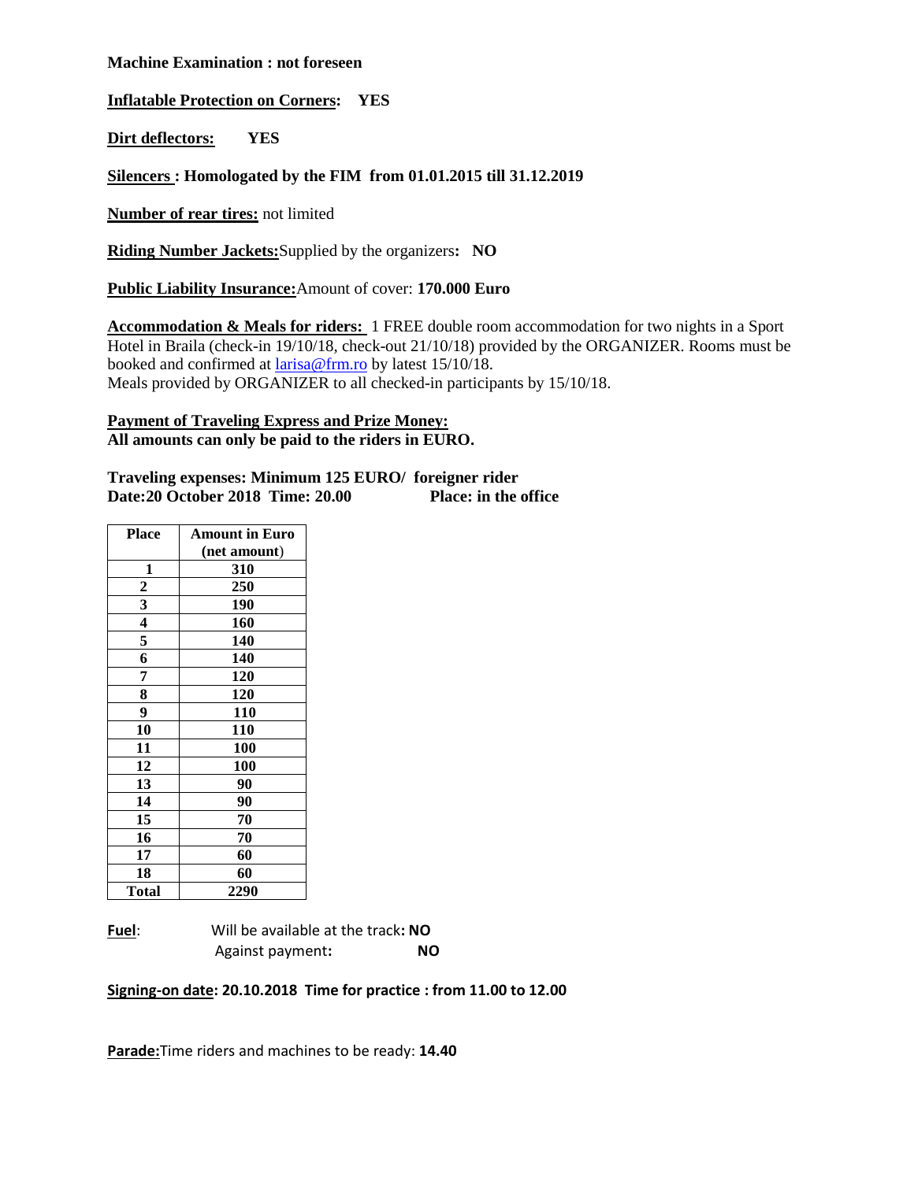**Machine Examination : not foreseen**

**Inflatable Protection on Corners: YES**

**Dirt deflectors: YES**

**Silencers : Homologated by the FIM from 01.01.2015 till 31.12.2019**

**Number of rear tires:** not limited

**Riding Number Jackets:** Supplied by the organizers**: NO**

**Public Liability Insurance:** Amount of cover: **170.000 Euro**

**Accommodation & Meals for riders:** 1 FREE double room accommodation for two nights in a Sport Hotel in Braila (check-in 19/10/18, check-out 21/10/18) provided by the ORGANIZER. Rooms must be booked and confirmed at larisa@frm.ro by latest 15/10/18.
Meals provided by ORGANIZER to all checked-in participants by 15/10/18.

**Payment of Traveling Express and Prize Money:**
**All amounts can only be paid to the riders in EURO.**

**Traveling expenses: Minimum 125 EURO/ foreigner rider**
**Date:20 October 2018 Time: 20.00 Place: in the office**

| Place | Amount in Euro (net amount) |
|---|---|
| 1 | 310 |
| 2 | 250 |
| 3 | 190 |
| 4 | 160 |
| 5 | 140 |
| 6 | 140 |
| 7 | 120 |
| 8 | 120 |
| 9 | 110 |
| 10 | 110 |
| 11 | 100 |
| 12 | 100 |
| 13 | 90 |
| 14 | 90 |
| 15 | 70 |
| 16 | 70 |
| 17 | 60 |
| 18 | 60 |
| Total | 2290 |

**Fuel**: Will be available at the track**: NO**
Against payment**: NO**

**Signing-on date: 20.10.2018 Time for practice : from 11.00 to 12.00**

**Parade:** Time riders and machines to be ready: **14.40**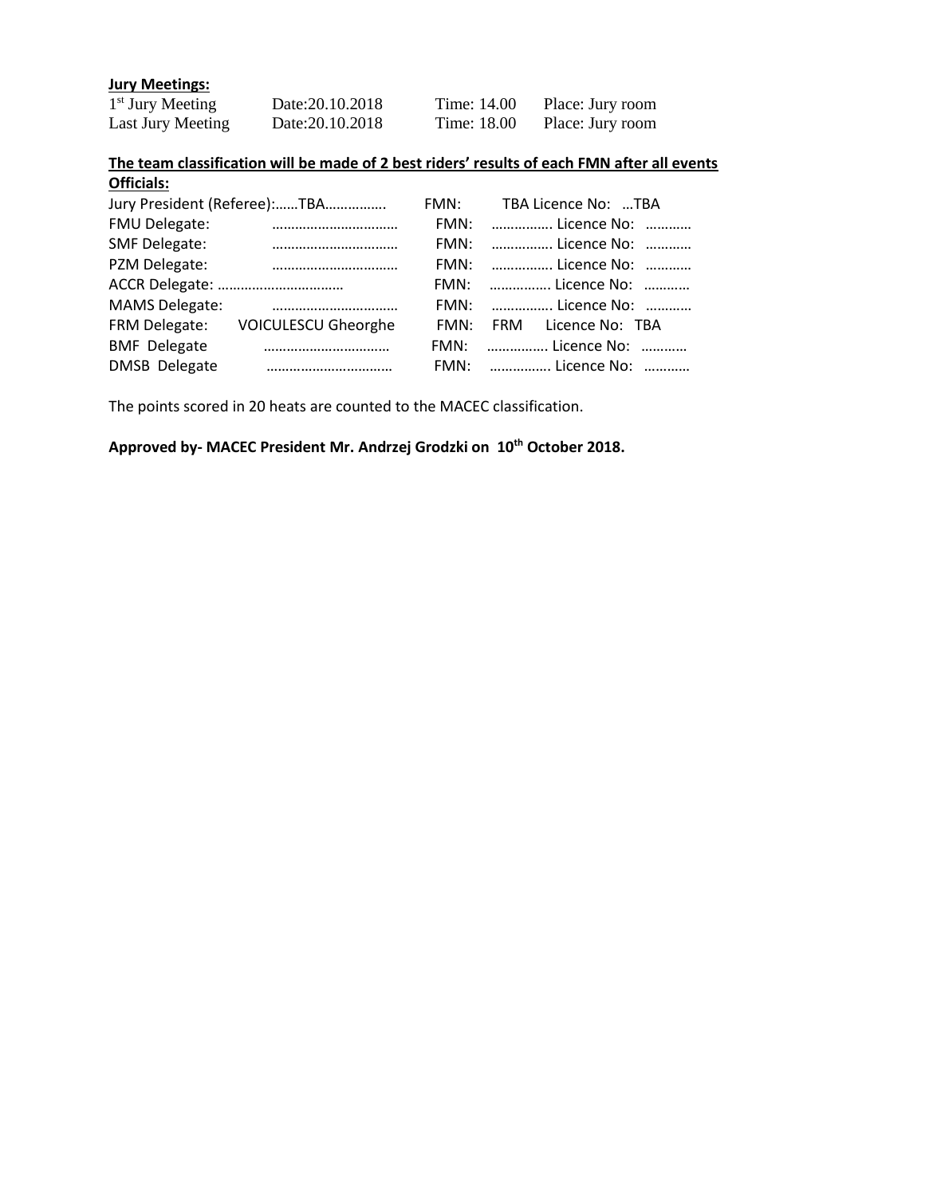**Jury Meetings:**

| | | | |
|---|---|---|---|
| 1st Jury Meeting | Date:20.10.2018 | Time: 14.00 | Place: Jury room |
| Last Jury Meeting | Date:20.10.2018 | Time: 18.00 | Place: Jury room |

**The team classification will be made of 2 best riders' results of each FMN after all events**

**Officials:**

| | | | |
|---|---|---|---|
| Jury President (Referee): | ……TBA……………. | FMN: TBA | Licence No: …TBA |
| FMU Delegate: | …………………………… | FMN: ……………. | Licence No: ………… |
| SMF Delegate: | …………………………… | FMN: ……………. | Licence No: ………… |
| PZM Delegate: | …………………………… | FMN: ……………. | Licence No: ………… |
| ACCR Delegate: | …………………………… | FMN: ……………. | Licence No: ………… |
| MAMS Delegate: | …………………………… | FMN: ……………. | Licence No: ………… |
| FRM Delegate: | VOICULESCU Gheorghe | FMN: FRM | Licence No: TBA |
| BMF Delegate | …………………………… | FMN: ……………. | Licence No: ………… |
| DMSB Delegate | …………………………… | FMN: ……………. | Licence No: ………… |

The points scored in 20 heats are counted to the MACEC classification.

**Approved by- MACEC President Mr. Andrzej Grodzki on 10th October 2018.**